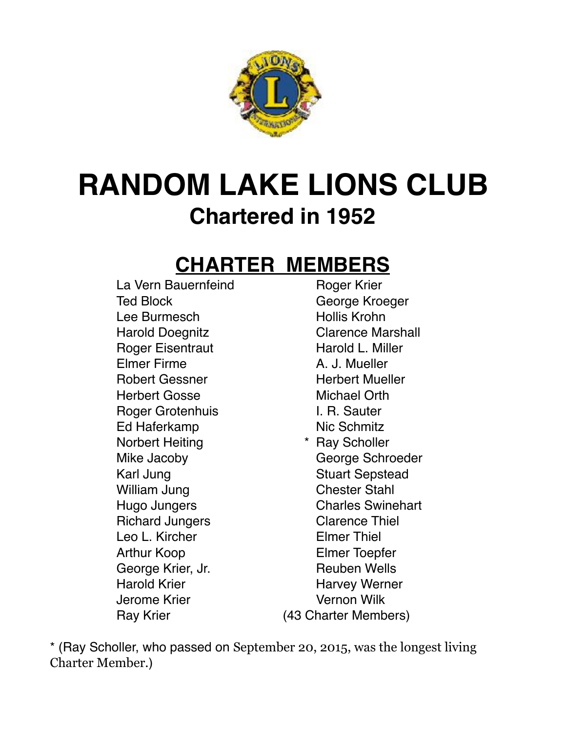# RANDOM LAKE LIONS CLUB

## Chartered in 1952

## CHARTER MEMBERS

La Vern Bauernfeind
Ted Block
Lee Burmesch
Harold Doegnitz
Roger Eisentraut
Elmer Firme
Robert Gessner
Herbert Gosse
Roger Grotenhuis
Ed Haferkamp
Norbert Heiting
Mike Jacoby
Karl Jung
William Jung
Hugo Jungers
Richard Jungers
Leo L. Kircher
Arthur Koop
George Krier, Jr.
Harold Krier
Jerome Krier
Ray Krier
Roger Krier
George Kroeger
Hollis Krohn
Clarence Marshall
Harold L. Miller
A. J. Mueller
Herbert Mueller
Michael Orth
I. R. Sauter
Nic Schmitz
* Ray Scholler
George Schroeder
Stuart Sepstead
Chester Stahl
Charles Swinehart
Clarence Thiel
Elmer Thiel
Elmer Toepfer
Reuben Wells
Harvey Werner
Vernon Wilk

(43 Charter Members)

* (Ray Scholler, who passed on September 20, 2015, was the longest living Charter Member.)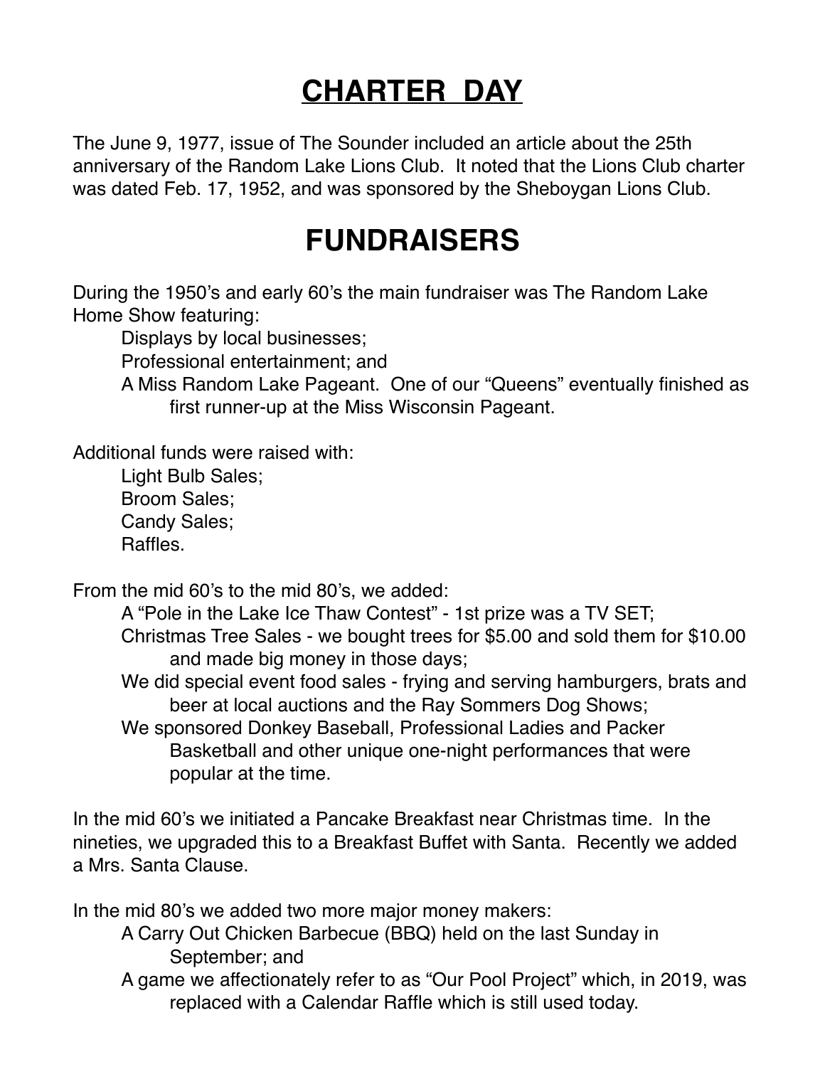# CHARTER DAY

The June 9, 1977, issue of The Sounder included an article about the 25th anniversary of the Random Lake Lions Club. It noted that the Lions Club charter was dated Feb. 17, 1952, and was sponsored by the Sheboygan Lions Club.

# FUNDRAISERS

During the 1950's and early 60's the main fundraiser was The Random Lake Home Show featuring:

- Displays by local businesses;
- Professional entertainment; and
- A Miss Random Lake Pageant. One of our "Queens" eventually finished as first runner-up at the Miss Wisconsin Pageant.

Additional funds were raised with:

- Light Bulb Sales;
- Broom Sales;
- Candy Sales;
- Raffles.

From the mid 60's to the mid 80's, we added:

- A "Pole in the Lake Ice Thaw Contest" - 1st prize was a TV SET;
- Christmas Tree Sales - we bought trees for $5.00 and sold them for $10.00 and made big money in those days;
- We did special event food sales - frying and serving hamburgers, brats and beer at local auctions and the Ray Sommers Dog Shows;
- We sponsored Donkey Baseball, Professional Ladies and Packer Basketball and other unique one-night performances that were popular at the time.

In the mid 60's we initiated a Pancake Breakfast near Christmas time. In the nineties, we upgraded this to a Breakfast Buffet with Santa. Recently we added a Mrs. Santa Clause.

In the mid 80's we added two more major money makers:

- A Carry Out Chicken Barbecue (BBQ) held on the last Sunday in September; and
- A game we affectionately refer to as "Our Pool Project" which, in 2019, was replaced with a Calendar Raffle which is still used today.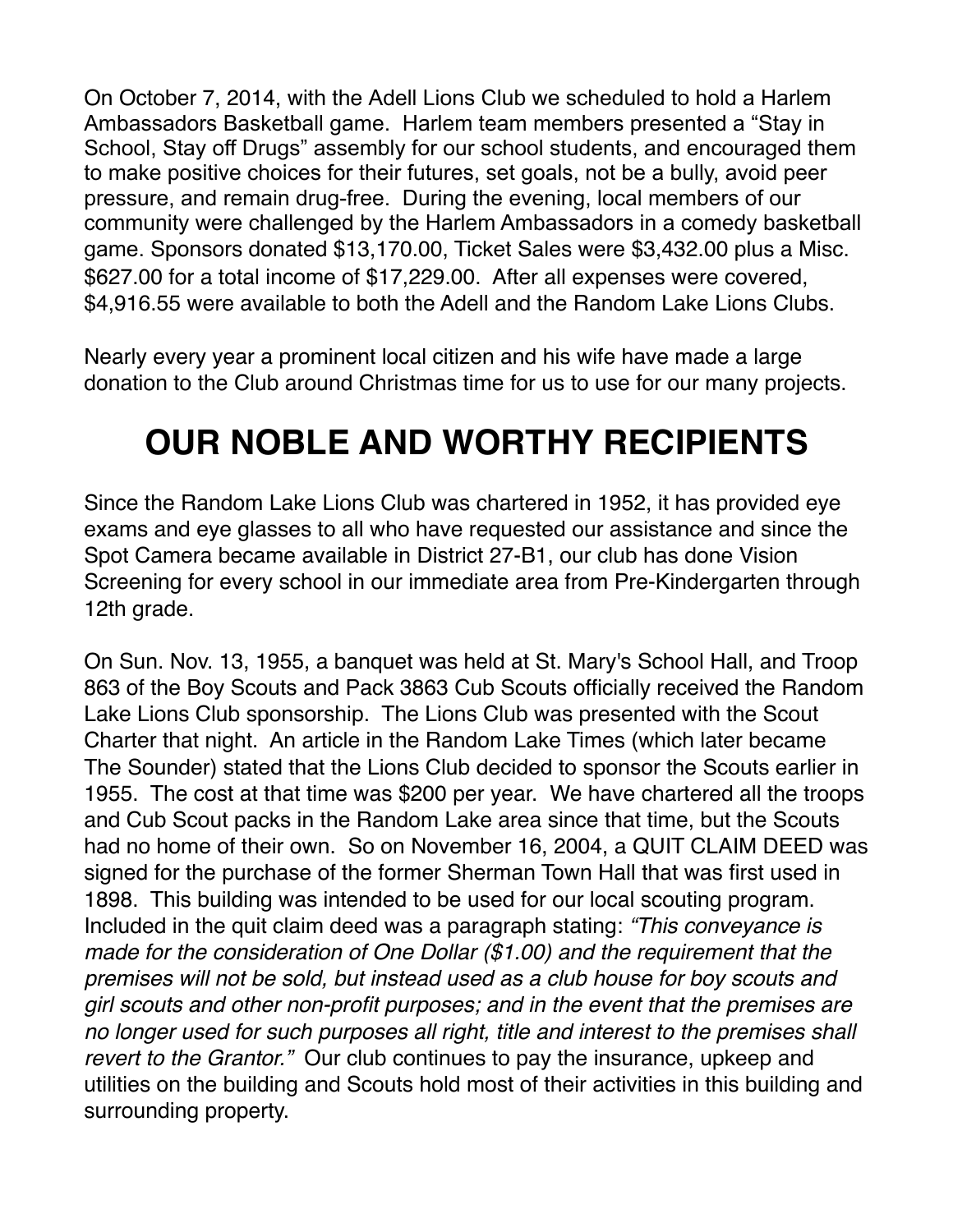On October 7, 2014, with the Adell Lions Club we scheduled to hold a Harlem Ambassadors Basketball game. Harlem team members presented a "Stay in School, Stay off Drugs" assembly for our school students, and encouraged them to make positive choices for their futures, set goals, not be a bully, avoid peer pressure, and remain drug-free. During the evening, local members of our community were challenged by the Harlem Ambassadors in a comedy basketball game. Sponsors donated $13,170.00, Ticket Sales were $3,432.00 plus a Misc. $627.00 for a total income of $17,229.00. After all expenses were covered, $4,916.55 were available to both the Adell and the Random Lake Lions Clubs.

Nearly every year a prominent local citizen and his wife have made a large donation to the Club around Christmas time for us to use for our many projects.

# OUR NOBLE AND WORTHY RECIPIENTS

Since the Random Lake Lions Club was chartered in 1952, it has provided eye exams and eye glasses to all who have requested our assistance and since the Spot Camera became available in District 27-B1, our club has done Vision Screening for every school in our immediate area from Pre-Kindergarten through 12th grade.

On Sun. Nov. 13, 1955, a banquet was held at St. Mary's School Hall, and Troop 863 of the Boy Scouts and Pack 3863 Cub Scouts officially received the Random Lake Lions Club sponsorship. The Lions Club was presented with the Scout Charter that night. An article in the Random Lake Times (which later became The Sounder) stated that the Lions Club decided to sponsor the Scouts earlier in 1955. The cost at that time was $200 per year. We have chartered all the troops and Cub Scout packs in the Random Lake area since that time, but the Scouts had no home of their own. So on November 16, 2004, a QUIT CLAIM DEED was signed for the purchase of the former Sherman Town Hall that was first used in 1898. This building was intended to be used for our local scouting program. Included in the quit claim deed was a paragraph stating: *"This conveyance is made for the consideration of One Dollar ($1.00) and the requirement that the premises will not be sold, but instead used as a club house for boy scouts and girl scouts and other non-profit purposes; and in the event that the premises are no longer used for such purposes all right, title and interest to the premises shall revert to the Grantor."* Our club continues to pay the insurance, upkeep and utilities on the building and Scouts hold most of their activities in this building and surrounding property.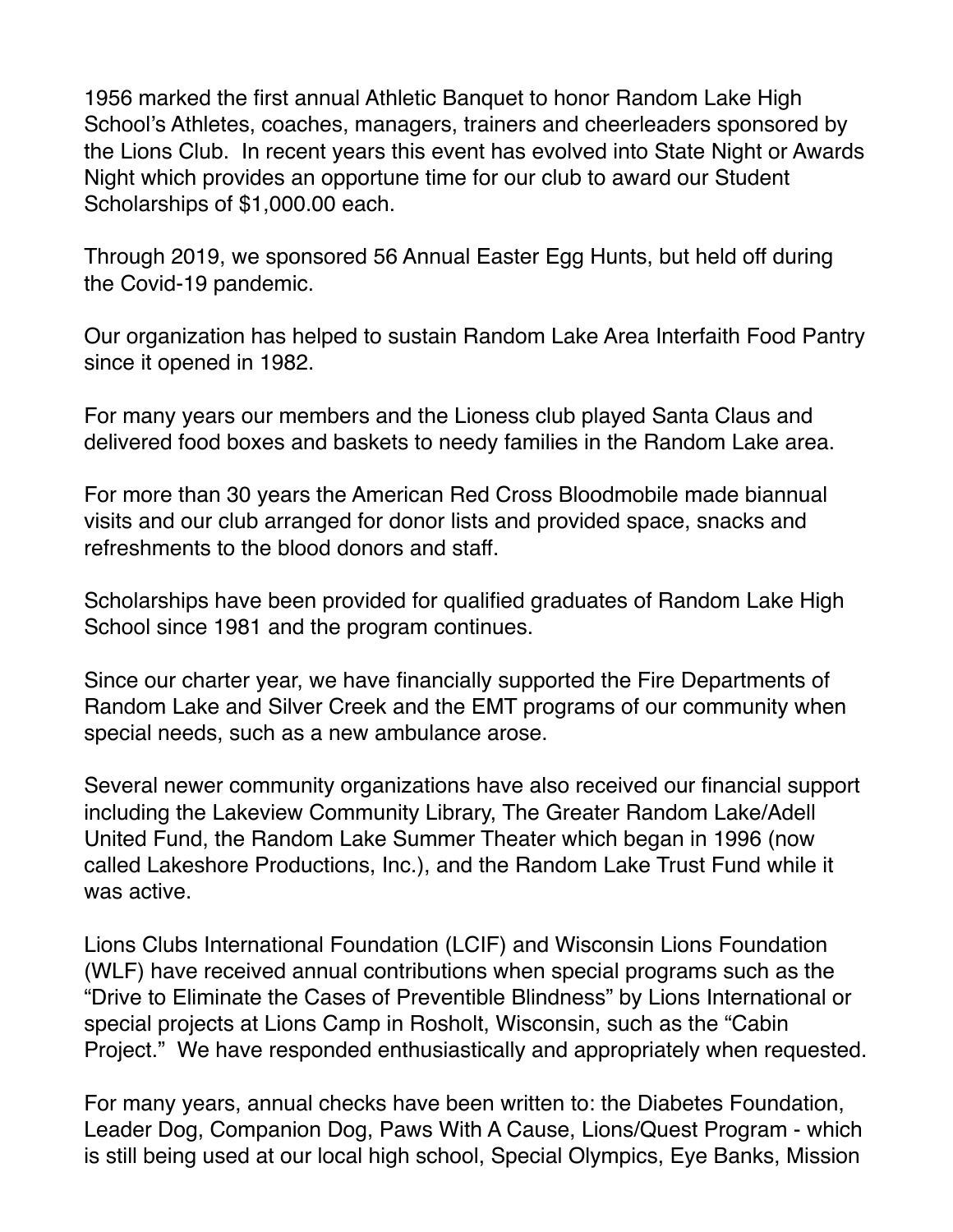1956 marked the first annual Athletic Banquet to honor Random Lake High School's Athletes, coaches, managers, trainers and cheerleaders sponsored by the Lions Club. In recent years this event has evolved into State Night or Awards Night which provides an opportune time for our club to award our Student Scholarships of $1,000.00 each.

Through 2019, we sponsored 56 Annual Easter Egg Hunts, but held off during the Covid-19 pandemic.

Our organization has helped to sustain Random Lake Area Interfaith Food Pantry since it opened in 1982.

For many years our members and the Lioness club played Santa Claus and delivered food boxes and baskets to needy families in the Random Lake area.

For more than 30 years the American Red Cross Bloodmobile made biannual visits and our club arranged for donor lists and provided space, snacks and refreshments to the blood donors and staff.

Scholarships have been provided for qualified graduates of Random Lake High School since 1981 and the program continues.

Since our charter year, we have financially supported the Fire Departments of Random Lake and Silver Creek and the EMT programs of our community when special needs, such as a new ambulance arose.

Several newer community organizations have also received our financial support including the Lakeview Community Library, The Greater Random Lake/Adell United Fund, the Random Lake Summer Theater which began in 1996 (now called Lakeshore Productions, Inc.), and the Random Lake Trust Fund while it was active.

Lions Clubs International Foundation (LCIF) and Wisconsin Lions Foundation (WLF) have received annual contributions when special programs such as the "Drive to Eliminate the Cases of Preventible Blindness" by Lions International or special projects at Lions Camp in Rosholt, Wisconsin, such as the "Cabin Project." We have responded enthusiastically and appropriately when requested.

For many years, annual checks have been written to: the Diabetes Foundation, Leader Dog, Companion Dog, Paws With A Cause, Lions/Quest Program - which is still being used at our local high school, Special Olympics, Eye Banks, Mission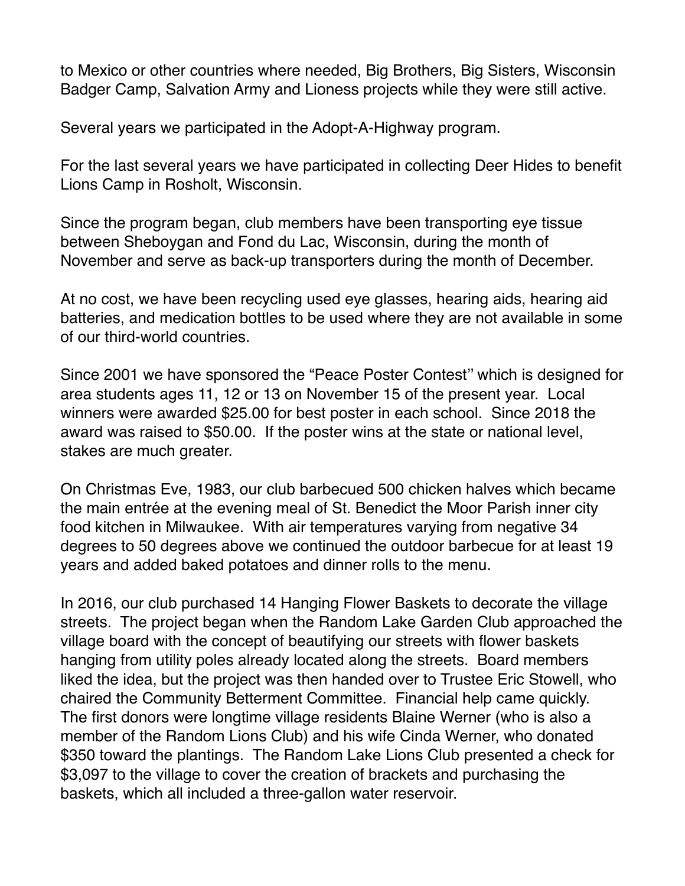to Mexico or other countries where needed, Big Brothers, Big Sisters, Wisconsin Badger Camp, Salvation Army and Lioness projects while they were still active.

Several years we participated in the Adopt-A-Highway program.

For the last several years we have participated in collecting Deer Hides to benefit Lions Camp in Rosholt, Wisconsin.

Since the program began, club members have been transporting eye tissue between Sheboygan and Fond du Lac, Wisconsin, during the month of November and serve as back-up transporters during the month of December.

At no cost, we have been recycling used eye glasses, hearing aids, hearing aid batteries, and medication bottles to be used where they are not available in some of our third-world countries.

Since 2001 we have sponsored the "Peace Poster Contest" which is designed for area students ages 11, 12 or 13 on November 15 of the present year. Local winners were awarded $25.00 for best poster in each school. Since 2018 the award was raised to $50.00. If the poster wins at the state or national level, stakes are much greater.

On Christmas Eve, 1983, our club barbecued 500 chicken halves which became the main entrée at the evening meal of St. Benedict the Moor Parish inner city food kitchen in Milwaukee. With air temperatures varying from negative 34 degrees to 50 degrees above we continued the outdoor barbecue for at least 19 years and added baked potatoes and dinner rolls to the menu.

In 2016, our club purchased 14 Hanging Flower Baskets to decorate the village streets. The project began when the Random Lake Garden Club approached the village board with the concept of beautifying our streets with flower baskets hanging from utility poles already located along the streets. Board members liked the idea, but the project was then handed over to Trustee Eric Stowell, who chaired the Community Betterment Committee. Financial help came quickly. The first donors were longtime village residents Blaine Werner (who is also a member of the Random Lions Club) and his wife Cinda Werner, who donated $350 toward the plantings. The Random Lake Lions Club presented a check for $3,097 to the village to cover the creation of brackets and purchasing the baskets, which all included a three-gallon water reservoir.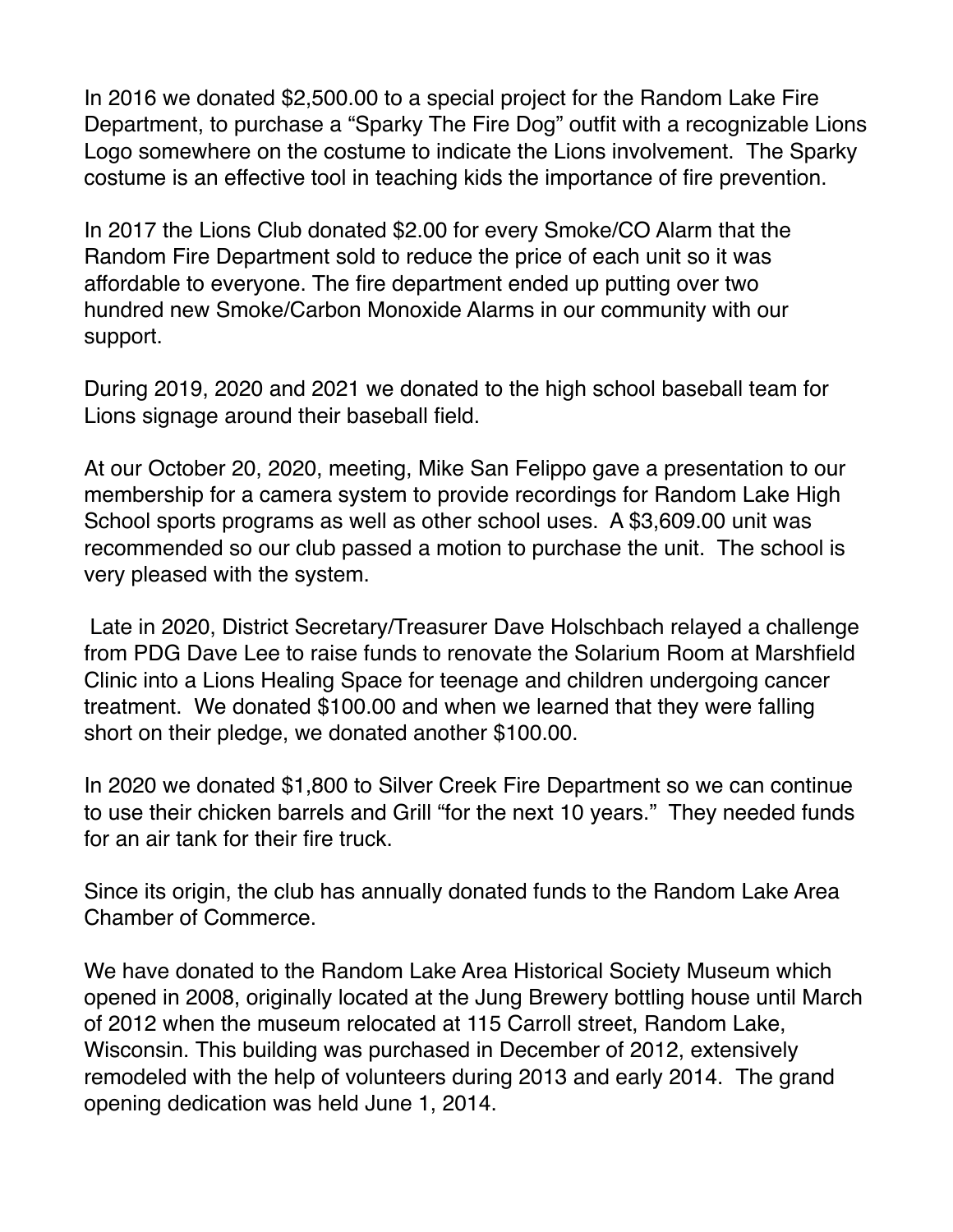In 2016 we donated $2,500.00 to a special project for the Random Lake Fire Department, to purchase a "Sparky The Fire Dog" outfit with a recognizable Lions Logo somewhere on the costume to indicate the Lions involvement. The Sparky costume is an effective tool in teaching kids the importance of fire prevention.

In 2017 the Lions Club donated $2.00 for every Smoke/CO Alarm that the Random Fire Department sold to reduce the price of each unit so it was affordable to everyone. The fire department ended up putting over two hundred new Smoke/Carbon Monoxide Alarms in our community with our support.

During 2019, 2020 and 2021 we donated to the high school baseball team for Lions signage around their baseball field.

At our October 20, 2020, meeting, Mike San Felippo gave a presentation to our membership for a camera system to provide recordings for Random Lake High School sports programs as well as other school uses. A $3,609.00 unit was recommended so our club passed a motion to purchase the unit. The school is very pleased with the system.

Late in 2020, District Secretary/Treasurer Dave Holschbach relayed a challenge from PDG Dave Lee to raise funds to renovate the Solarium Room at Marshfield Clinic into a Lions Healing Space for teenage and children undergoing cancer treatment. We donated $100.00 and when we learned that they were falling short on their pledge, we donated another $100.00.

In 2020 we donated $1,800 to Silver Creek Fire Department so we can continue to use their chicken barrels and Grill "for the next 10 years." They needed funds for an air tank for their fire truck.

Since its origin, the club has annually donated funds to the Random Lake Area Chamber of Commerce.

We have donated to the Random Lake Area Historical Society Museum which opened in 2008, originally located at the Jung Brewery bottling house until March of 2012 when the museum relocated at 115 Carroll street, Random Lake, Wisconsin. This building was purchased in December of 2012, extensively remodeled with the help of volunteers during 2013 and early 2014. The grand opening dedication was held June 1, 2014.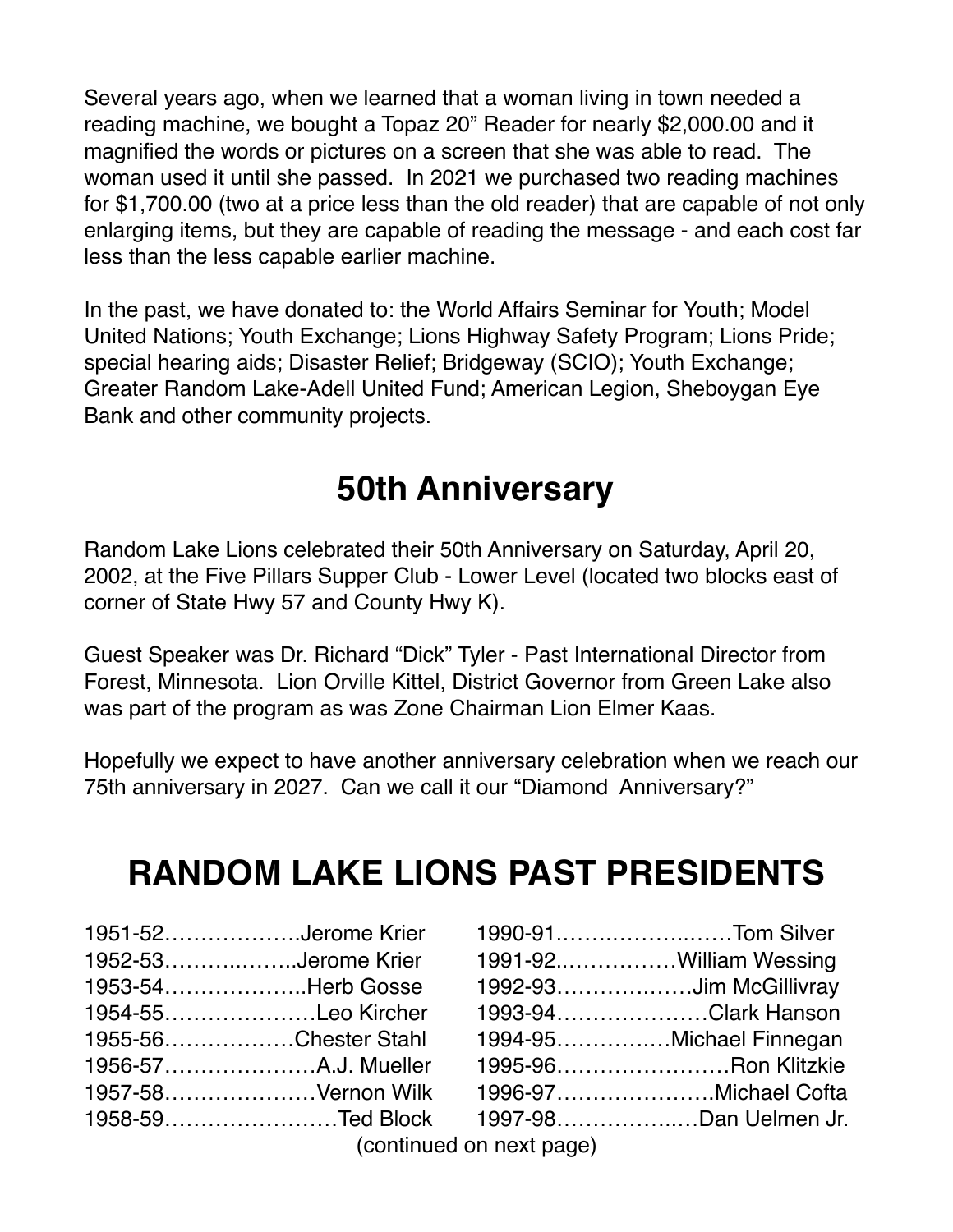Several years ago, when we learned that a woman living in town needed a reading machine, we bought a Topaz 20" Reader for nearly $2,000.00 and it magnified the words or pictures on a screen that she was able to read. The woman used it until she passed. In 2021 we purchased two reading machines for $1,700.00 (two at a price less than the old reader) that are capable of not only enlarging items, but they are capable of reading the message - and each cost far less than the less capable earlier machine.

In the past, we have donated to: the World Affairs Seminar for Youth; Model United Nations; Youth Exchange; Lions Highway Safety Program; Lions Pride; special hearing aids; Disaster Relief; Bridgeway (SCIO); Youth Exchange; Greater Random Lake-Adell United Fund; American Legion, Sheboygan Eye Bank and other community projects.

## 50th Anniversary

Random Lake Lions celebrated their 50th Anniversary on Saturday, April 20, 2002, at the Five Pillars Supper Club - Lower Level (located two blocks east of corner of State Hwy 57 and County Hwy K).

Guest Speaker was Dr. Richard "Dick" Tyler - Past International Director from Forest, Minnesota. Lion Orville Kittel, District Governor from Green Lake also was part of the program as was Zone Chairman Lion Elmer Kaas.

Hopefully we expect to have another anniversary celebration when we reach our 75th anniversary in 2027. Can we call it our "Diamond Anniversary?"

## RANDOM LAKE LIONS PAST PRESIDENTS

1951-52……………….Jerome Krier
1952-53……..……..Jerome Krier
1953-54………………..Herb Gosse
1954-55…………………Leo Kircher
1955-56………………Chester Stahl
1956-57…………………A.J. Mueller
1957-58…………………Vernon Wilk
1958-59……………………Ted Block
1990-91……..………..……Tom Silver
1991-92..……………William Wessing
1992-93……………….Jim McGillivray
1993-94…………………Clark Hanson
1994-95…………….Michael Finnegan
1995-96……………………Ron Klitzkie
1996-97………………….Michael Cofta
1997-98……………..…Dan Uelmen Jr.

(continued on next page)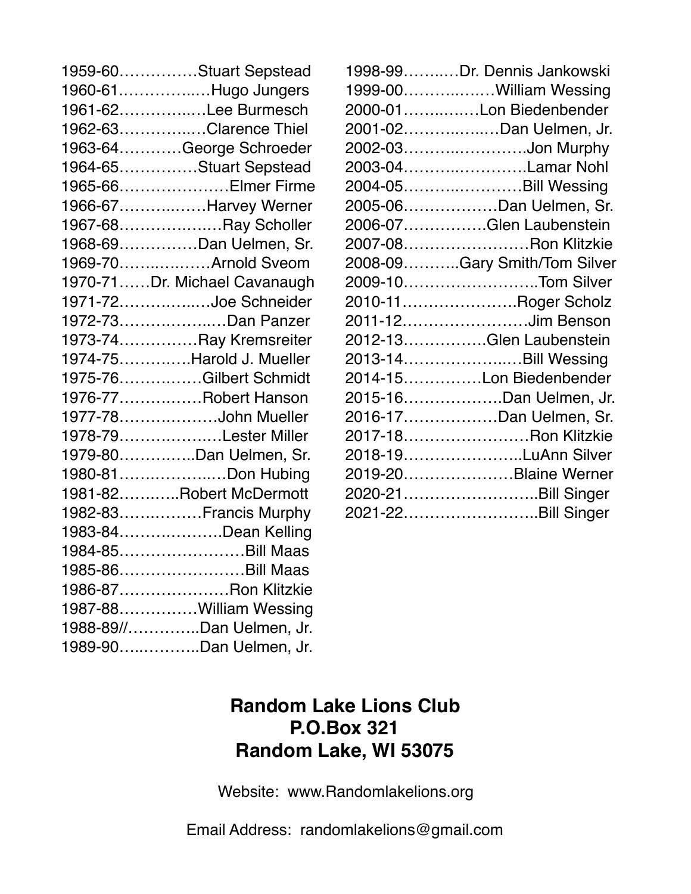1959-60……………Stuart Sepstead
1960-61……………..…Hugo Jungers
1961-62……………..…Lee Burmesch
1962-63……………..…Clarence Thiel
1963-64…………George Schroeder
1964-65……………Stuart Sepstead
1965-66…………………Elmer Firme
1966-67……………Harvey Werner
1967-68………………..…Ray Scholler
1968-69……………Dan Uelmen, Sr.
1969-70………………Arnold Sveom
1970-71……Dr. Michael Cavanaugh
1971-72……………..…Joe Schneider
1972-73………………..…Dan Panzer
1973-74……………Ray Kremsreiter
1974-75………….Harold J. Mueller
1975-76…………….Gilbert Schmidt
1976-77…………….Robert Hanson
1977-78………………John Mueller
1978-79………………..…Lester Miller
1979-80…………..Dan Uelmen, Sr.
1980-81………………..…Don Hubing
1981-82………..Robert McDermott
1982-83…………….Francis Murphy
1983-84……………….Dean Kelling
1984-85……………………Bill Maas
1985-86……………………Bill Maas
1986-87…………………Ron Klitzkie
1987-88……………William Wessing
1988-89//…………..Dan Uelmen, Jr.
1989-90…..………..Dan Uelmen, Jr.
1998-99…….…Dr. Dennis Jankowski
1999-00………………William Wessing
2000-01………..……Lon Biedenbender
2001-02………………Dan Uelmen, Jr.
2002-03……………………Jon Murphy
2003-04……………………Lamar Nohl
2004-05……………………Bill Wessing
2005-06………………Dan Uelmen, Sr.
2006-07…………….Glen Laubenstein
2007-08……………………Ron Klitzkie
2008-09……….Gary Smith/Tom Silver
2009-10……………………..Tom Silver
2010-11………………….Roger Scholz
2011-12……………………Jim Benson
2012-13…………….Glen Laubenstein
2013-14………………..…Bill Wessing
2014-15……………Lon Biedenbender
2015-16……………….Dan Uelmen, Jr.
2016-17………………Dan Uelmen, Sr.
2017-18……………………Ron Klitzkie
2018-19…………………..LuAnn Silver
2019-20…………………Blaine Werner
2020-21……………………..Bill Singer
2021-22……………………..Bill Singer

**Random Lake Lions Club**
**P.O.Box 321**
**Random Lake, WI 53075**

Website: www.Randomlakelions.org

Email Address: randomlakelions@gmail.com